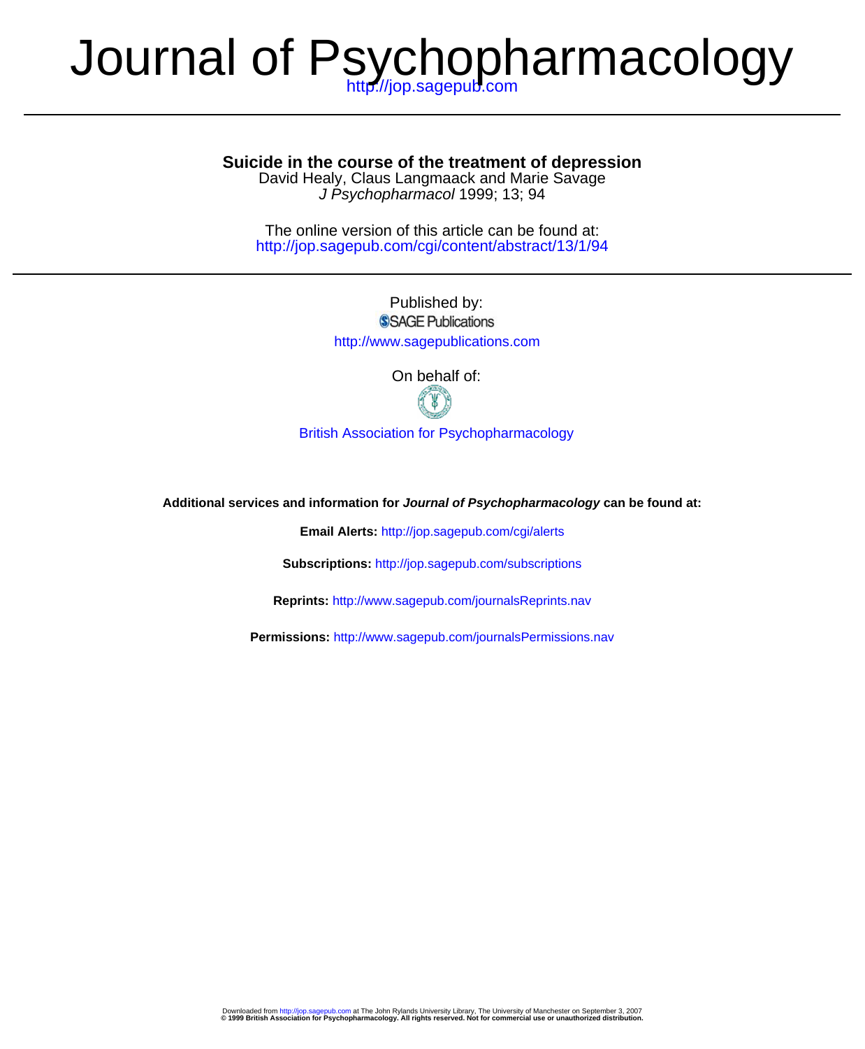# Journal of Psychopharmacology

http://jop.sagepub.com

## Suicide in the course of the treatment of depression

David Healy, Claus Langmaack and Marie Savage

*J Psychopharmacol* 1999; 13; 94

The online version of this article can be found at:
http://jop.sagepub.com/cgi/content/abstract/13/1/94

Published by:

SAGE Publications

http://www.sagepublications.com

On behalf of:

British Association for Psychopharmacology

**Additional services and information for *Journal of Psychopharmacology* can be found at:**

**Email Alerts:** http://jop.sagepub.com/cgi/alerts

**Subscriptions:** http://jop.sagepub.com/subscriptions

**Reprints:** http://www.sagepub.com/journalsReprints.nav

**Permissions:** http://www.sagepub.com/journalsPermissions.nav

Downloaded from http://jop.sagepub.com at The John Rylands University Library, The University of Manchester on September 3, 2007

**© 1999 British Association for Psychopharmacology. All rights reserved. Not for commercial use or unauthorized distribution.**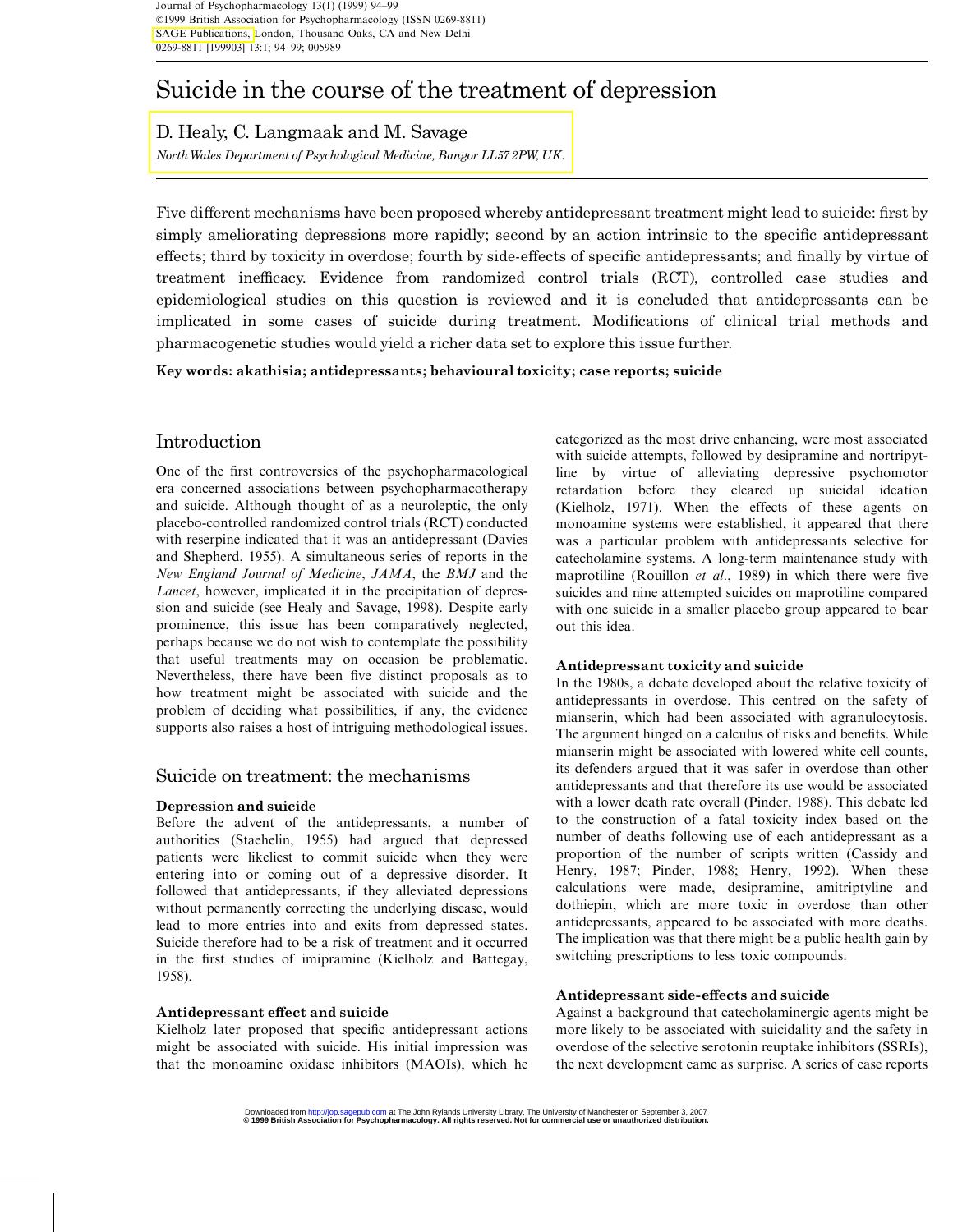# Suicide in the course of the treatment of depression

D. Healy, C. Langmaak and M. Savage

*North Wales Department of Psychological Medicine, Bangor LL57 2PW, UK.*

Five different mechanisms have been proposed whereby antidepressant treatment might lead to suicide: first by simply ameliorating depressions more rapidly; second by an action intrinsic to the specific antidepressant effects; third by toxicity in overdose; fourth by side-effects of specific antidepressants; and finally by virtue of treatment inefficacy. Evidence from randomized control trials (RCT), controlled case studies and epidemiological studies on this question is reviewed and it is concluded that antidepressants can be implicated in some cases of suicide during treatment. Modifications of clinical trial methods and pharmacogenetic studies would yield a richer data set to explore this issue further.

**Key words: akathisia; antidepressants; behavioural toxicity; case reports; suicide**

## Introduction

One of the first controversies of the psychopharmacological era concerned associations between psychopharmacotherapy and suicide. Although thought of as a neuroleptic, the only placebo-controlled randomized control trials (RCT) conducted with reserpine indicated that it was an antidepressant (Davies and Shepherd, 1955). A simultaneous series of reports in the *New England Journal of Medicine*, *JAMA*, the *BMJ* and the *Lancet*, however, implicated it in the precipitation of depression and suicide (see Healy and Savage, 1998). Despite early prominence, this issue has been comparatively neglected, perhaps because we do not wish to contemplate the possibility that useful treatments may on occasion be problematic. Nevertheless, there have been five distinct proposals as to how treatment might be associated with suicide and the problem of deciding what possibilities, if any, the evidence supports also raises a host of intriguing methodological issues.

## Suicide on treatment: the mechanisms

### Depression and suicide

Before the advent of the antidepressants, a number of authorities (Staehelin, 1955) had argued that depressed patients were likeliest to commit suicide when they were entering into or coming out of a depressive disorder. It followed that antidepressants, if they alleviated depressions without permanently correcting the underlying disease, would lead to more entries into and exits from depressed states. Suicide therefore had to be a risk of treatment and it occurred in the first studies of imipramine (Kielholz and Battegay, 1958).

### Antidepressant effect and suicide

Kielholz later proposed that specific antidepressant actions might be associated with suicide. His initial impression was that the monoamine oxidase inhibitors (MAOIs), which he categorized as the most drive enhancing, were most associated with suicide attempts, followed by desipramine and nortriptyline by virtue of alleviating depressive psychomotor retardation before they cleared up suicidal ideation (Kielholz, 1971). When the effects of these agents on monoamine systems were established, it appeared that there was a particular problem with antidepressants selective for catecholamine systems. A long-term maintenance study with maprotiline (Rouillon *et al*., 1989) in which there were five suicides and nine attempted suicides on maprotiline compared with one suicide in a smaller placebo group appeared to bear out this idea.

### Antidepressant toxicity and suicide

In the 1980s, a debate developed about the relative toxicity of antidepressants in overdose. This centred on the safety of mianserin, which had been associated with agranulocytosis. The argument hinged on a calculus of risks and benefits. While mianserin might be associated with lowered white cell counts, its defenders argued that it was safer in overdose than other antidepressants and that therefore its use would be associated with a lower death rate overall (Pinder, 1988). This debate led to the construction of a fatal toxicity index based on the number of deaths following use of each antidepressant as a proportion of the number of scripts written (Cassidy and Henry, 1987; Pinder, 1988; Henry, 1992). When these calculations were made, desipramine, amitriptyline and dothiepin, which are more toxic in overdose than other antidepressants, appeared to be associated with more deaths. The implication was that there might be a public health gain by switching prescriptions to less toxic compounds.

### Antidepressant side-effects and suicide

Against a background that catecholaminergic agents might be more likely to be associated with suicidality and the safety in overdose of the selective serotonin reuptake inhibitors (SSRIs), the next development came as surprise. A series of case reports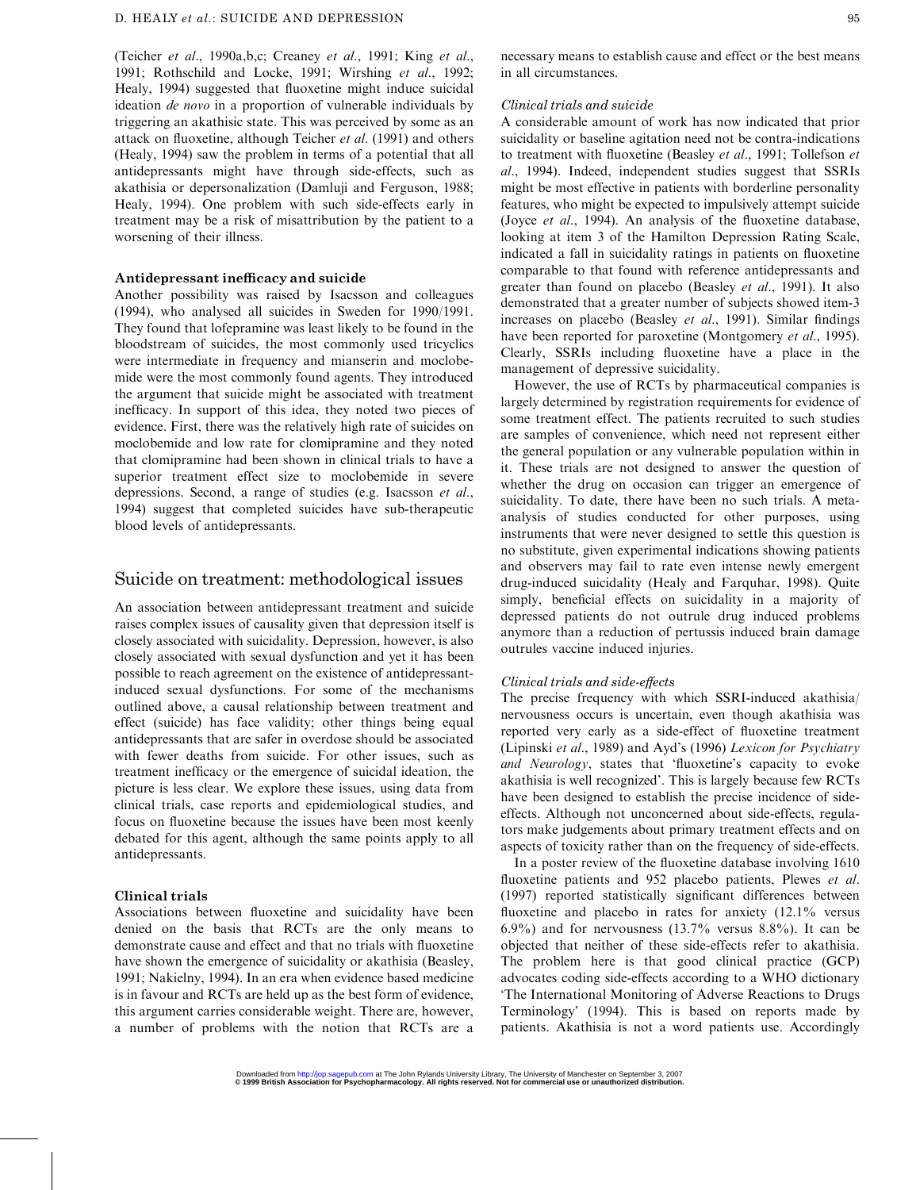(Teicher *et al*., 1990a,b,c; Creaney *et al*., 1991; King *et al*., 1991; Rothschild and Locke, 1991; Wirshing *et al*., 1992; Healy, 1994) suggested that fluoxetine might induce suicidal ideation *de novo* in a proportion of vulnerable individuals by triggering an akathisic state. This was perceived by some as an attack on fluoxetine, although Teicher *et al*. (1991) and others (Healy, 1994) saw the problem in terms of a potential that all antidepressants might have through side-effects, such as akathisia or depersonalization (Damluji and Ferguson, 1988; Healy, 1994). One problem with such side-effects early in treatment may be a risk of misattribution by the patient to a worsening of their illness.

### Antidepressant inefficacy and suicide

Another possibility was raised by Isacsson and colleagues (1994), who analysed all suicides in Sweden for 1990/1991. They found that lofepramine was least likely to be found in the bloodstream of suicides, the most commonly used tricyclics were intermediate in frequency and mianserin and moclobemide were the most commonly found agents. They introduced the argument that suicide might be associated with treatment inefficacy. In support of this idea, they noted two pieces of evidence. First, there was the relatively high rate of suicides on moclobemide and low rate for clomipramine and they noted that clomipramine had been shown in clinical trials to have a superior treatment effect size to moclobemide in severe depressions. Second, a range of studies (e.g. Isacsson *et al*., 1994) suggest that completed suicides have sub-therapeutic blood levels of antidepressants.

## Suicide on treatment: methodological issues

An association between antidepressant treatment and suicide raises complex issues of causality given that depression itself is closely associated with suicidality. Depression, however, is also closely associated with sexual dysfunction and yet it has been possible to reach agreement on the existence of antidepressant-induced sexual dysfunctions. For some of the mechanisms outlined above, a causal relationship between treatment and effect (suicide) has face validity; other things being equal antidepressants that are safer in overdose should be associated with fewer deaths from suicide. For other issues, such as treatment inefficacy or the emergence of suicidal ideation, the picture is less clear. We explore these issues, using data from clinical trials, case reports and epidemiological studies, and focus on fluoxetine because the issues have been most keenly debated for this agent, although the same points apply to all antidepressants.

### Clinical trials

Associations between fluoxetine and suicidality have been denied on the basis that RCTs are the only means to demonstrate cause and effect and that no trials with fluoxetine have shown the emergence of suicidality or akathisia (Beasley, 1991; Nakielny, 1994). In an era when evidence based medicine is in favour and RCTs are held up as the best form of evidence, this argument carries considerable weight. There are, however, a number of problems with the notion that RCTs are a necessary means to establish cause and effect or the best means in all circumstances.

#### *Clinical trials and suicide*

A considerable amount of work has now indicated that prior suicidality or baseline agitation need not be contra-indications to treatment with fluoxetine (Beasley *et al*., 1991; Tollefson *et al*., 1994). Indeed, independent studies suggest that SSRIs might be most effective in patients with borderline personality features, who might be expected to impulsively attempt suicide (Joyce *et al*., 1994). An analysis of the fluoxetine database, looking at item 3 of the Hamilton Depression Rating Scale, indicated a fall in suicidality ratings in patients on fluoxetine comparable to that found with reference antidepressants and greater than found on placebo (Beasley *et al*., 1991). It also demonstrated that a greater number of subjects showed item-3 increases on placebo (Beasley *et al*., 1991). Similar findings have been reported for paroxetine (Montgomery *et al*., 1995). Clearly, SSRIs including fluoxetine have a place in the management of depressive suicidality.

However, the use of RCTs by pharmaceutical companies is largely determined by registration requirements for evidence of some treatment effect. The patients recruited to such studies are samples of convenience, which need not represent either the general population or any vulnerable population within in it. These trials are not designed to answer the question of whether the drug on occasion can trigger an emergence of suicidality. To date, there have been no such trials. A meta-analysis of studies conducted for other purposes, using instruments that were never designed to settle this question is no substitute, given experimental indications showing patients and observers may fail to rate even intense newly emergent drug-induced suicidality (Healy and Farquhar, 1998). Quite simply, beneficial effects on suicidality in a majority of depressed patients do not outrule drug induced problems anymore than a reduction of pertussis induced brain damage outrules vaccine induced injuries.

#### *Clinical trials and side-effects*

The precise frequency with which SSRI-induced akathisia/nervousness occurs is uncertain, even though akathisia was reported very early as a side-effect of fluoxetine treatment (Lipinski *et al*., 1989) and Ayd's (1996) *Lexicon for Psychiatry and Neurology*, states that 'fluoxetine's capacity to evoke akathisia is well recognized'. This is largely because few RCTs have been designed to establish the precise incidence of side-effects. Although not unconcerned about side-effects, regulators make judgements about primary treatment effects and on aspects of toxicity rather than on the frequency of side-effects.

In a poster review of the fluoxetine database involving 1610 fluoxetine patients and 952 placebo patients, Plewes *et al*. (1997) reported statistically significant differences between fluoxetine and placebo in rates for anxiety (12.1% versus 6.9%) and for nervousness (13.7% versus 8.8%). It can be objected that neither of these side-effects refer to akathisia. The problem here is that good clinical practice (GCP) advocates coding side-effects according to a WHO dictionary 'The International Monitoring of Adverse Reactions to Drugs Terminology' (1994). This is based on reports made by patients. Akathisia is not a word patients use. Accordingly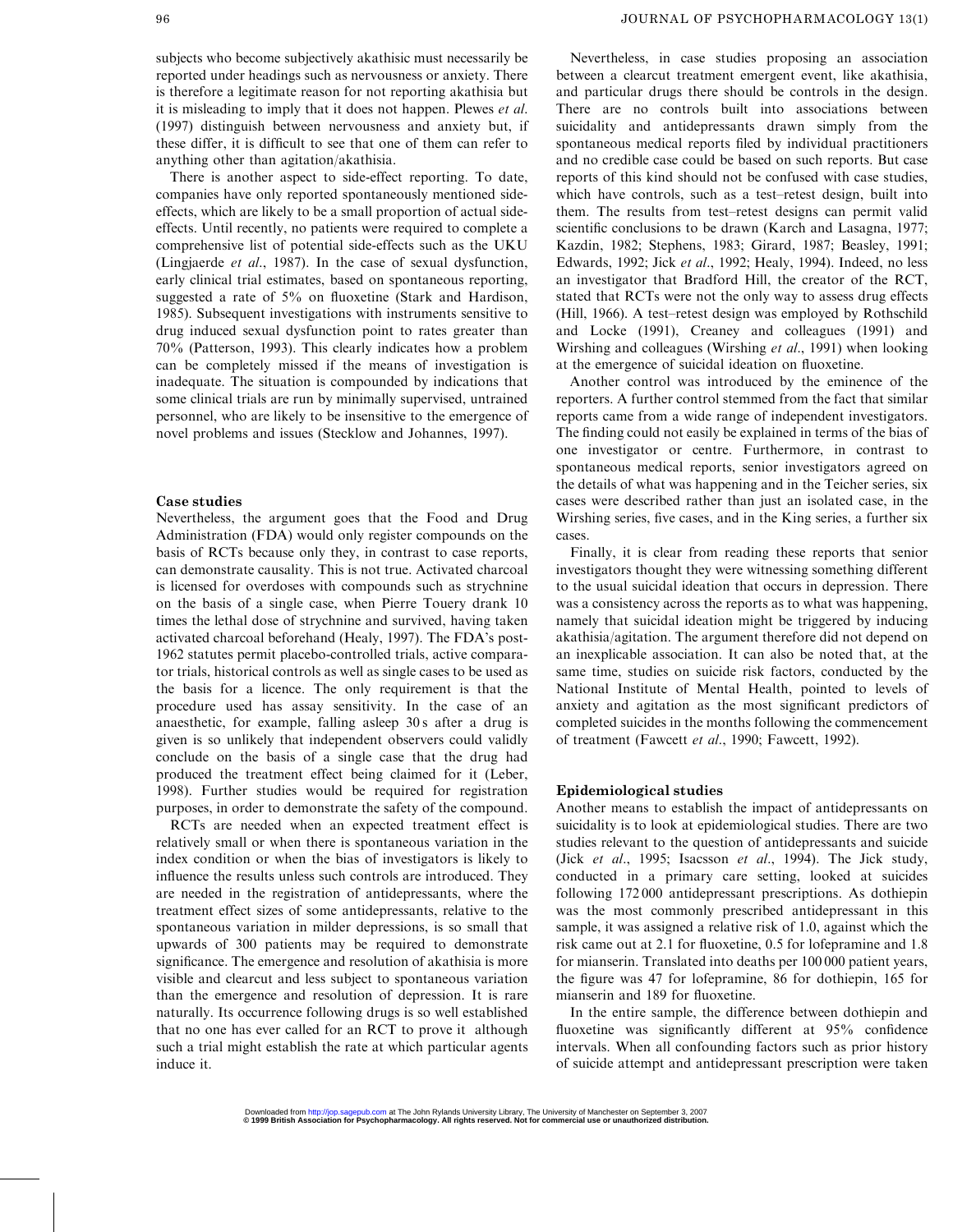subjects who become subjectively akathisic must necessarily be reported under headings such as nervousness or anxiety. There is therefore a legitimate reason for not reporting akathisia but it is misleading to imply that it does not happen. Plewes *et al*. (1997) distinguish between nervousness and anxiety but, if these differ, it is difficult to see that one of them can refer to anything other than agitation/akathisia.

There is another aspect to side-effect reporting. To date, companies have only reported spontaneously mentioned side-effects, which are likely to be a small proportion of actual side-effects. Until recently, no patients were required to complete a comprehensive list of potential side-effects such as the UKU (Lingjaerde *et al*., 1987). In the case of sexual dysfunction, early clinical trial estimates, based on spontaneous reporting, suggested a rate of 5% on fluoxetine (Stark and Hardison, 1985). Subsequent investigations with instruments sensitive to drug induced sexual dysfunction point to rates greater than 70% (Patterson, 1993). This clearly indicates how a problem can be completely missed if the means of investigation is inadequate. The situation is compounded by indications that some clinical trials are run by minimally supervised, untrained personnel, who are likely to be insensitive to the emergence of novel problems and issues (Stecklow and Johannes, 1997).

## Case studies

Nevertheless, the argument goes that the Food and Drug Administration (FDA) would only register compounds on the basis of RCTs because only they, in contrast to case reports, can demonstrate causality. This is not true. Activated charcoal is licensed for overdoses with compounds such as strychnine on the basis of a single case, when Pierre Touery drank 10 times the lethal dose of strychnine and survived, having taken activated charcoal beforehand (Healy, 1997). The FDA's post-1962 statutes permit placebo-controlled trials, active comparator trials, historical controls as well as single cases to be used as the basis for a licence. The only requirement is that the procedure used has assay sensitivity. In the case of an anaesthetic, for example, falling asleep 30 s after a drug is given is so unlikely that independent observers could validly conclude on the basis of a single case that the drug had produced the treatment effect being claimed for it (Leber, 1998). Further studies would be required for registration purposes, in order to demonstrate the safety of the compound.

RCTs are needed when an expected treatment effect is relatively small or when there is spontaneous variation in the index condition or when the bias of investigators is likely to influence the results unless such controls are introduced. They are needed in the registration of antidepressants, where the treatment effect sizes of some antidepressants, relative to the spontaneous variation in milder depressions, is so small that upwards of 300 patients may be required to demonstrate significance. The emergence and resolution of akathisia is more visible and clearcut and less subject to spontaneous variation than the emergence and resolution of depression. It is rare naturally. Its occurrence following drugs is so well established that no one has ever called for an RCT to prove it although such a trial might establish the rate at which particular agents induce it.

Nevertheless, in case studies proposing an association between a clearcut treatment emergent event, like akathisia, and particular drugs there should be controls in the design. There are no controls built into associations between suicidality and antidepressants drawn simply from the spontaneous medical reports filed by individual practitioners and no credible case could be based on such reports. But case reports of this kind should not be confused with case studies, which have controls, such as a test–retest design, built into them. The results from test–retest designs can permit valid scientific conclusions to be drawn (Karch and Lasagna, 1977; Kazdin, 1982; Stephens, 1983; Girard, 1987; Beasley, 1991; Edwards, 1992; Jick *et al*., 1992; Healy, 1994). Indeed, no less an investigator that Bradford Hill, the creator of the RCT, stated that RCTs were not the only way to assess drug effects (Hill, 1966). A test–retest design was employed by Rothschild and Locke (1991), Creaney and colleagues (1991) and Wirshing and colleagues (Wirshing *et al*., 1991) when looking at the emergence of suicidal ideation on fluoxetine.

Another control was introduced by the eminence of the reporters. A further control stemmed from the fact that similar reports came from a wide range of independent investigators. The finding could not easily be explained in terms of the bias of one investigator or centre. Furthermore, in contrast to spontaneous medical reports, senior investigators agreed on the details of what was happening and in the Teicher series, six cases were described rather than just an isolated case, in the Wirshing series, five cases, and in the King series, a further six cases.

Finally, it is clear from reading these reports that senior investigators thought they were witnessing something different to the usual suicidal ideation that occurs in depression. There was a consistency across the reports as to what was happening, namely that suicidal ideation might be triggered by inducing akathisia/agitation. The argument therefore did not depend on an inexplicable association. It can also be noted that, at the same time, studies on suicide risk factors, conducted by the National Institute of Mental Health, pointed to levels of anxiety and agitation as the most significant predictors of completed suicides in the months following the commencement of treatment (Fawcett *et al*., 1990; Fawcett, 1992).

## Epidemiological studies

Another means to establish the impact of antidepressants on suicidality is to look at epidemiological studies. There are two studies relevant to the question of antidepressants and suicide (Jick *et al*., 1995; Isacsson *et al*., 1994). The Jick study, conducted in a primary care setting, looked at suicides following 172 000 antidepressant prescriptions. As dothiepin was the most commonly prescribed antidepressant in this sample, it was assigned a relative risk of 1.0, against which the risk came out at 2.1 for fluoxetine, 0.5 for lofepramine and 1.8 for mianserin. Translated into deaths per 100 000 patient years, the figure was 47 for lofepramine, 86 for dothiepin, 165 for mianserin and 189 for fluoxetine.

In the entire sample, the difference between dothiepin and fluoxetine was significantly different at 95% confidence intervals. When all confounding factors such as prior history of suicide attempt and antidepressant prescription were taken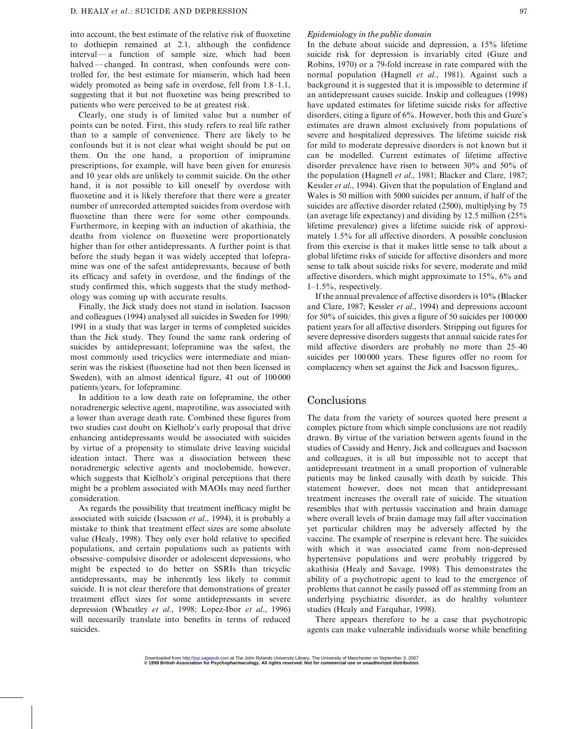into account, the best estimate of the relative risk of fluoxetine to dothiepin remained at 2.1, although the confidence interval — a function of sample size, which had been halved — changed. In contrast, when confounds were controlled for, the best estimate for mianserin, which had been widely promoted as being safe in overdose, fell from 1.8–1.1, suggesting that it but not fluoxetine was being prescribed to patients who were perceived to be at greatest risk.

Clearly, one study is of limited value but a number of points can be noted. First, this study refers to real life rather than to a sample of convenience. There are likely to be confounds but it is not clear what weight should be put on them. On the one hand, a proportion of imipramine prescriptions, for example, will have been given for enuresis and 10 year olds are unlikely to commit suicide. On the other hand, it is not possible to kill oneself by overdose with fluoxetine and it is likely therefore that there were a greater number of unrecorded attempted suicides from overdose with fluoxetine than there were for some other compounds. Furthermore, in keeping with an induction of akathisia, the deaths from violence on fluoxetine were proportionately higher than for other antidepressants. A further point is that before the study began it was widely accepted that lofepramine was one of the safest antidepressants, because of both its efficacy and safety in overdose, and the findings of the study confirmed this, which suggests that the study methodology was coming up with accurate results.

Finally, the Jick study does not stand in isolation. Isacsson and colleagues (1994) analysed all suicides in Sweden for 1990/1991 in a study that was larger in terms of completed suicides than the Jick study. They found the same rank ordering of suicides by antidepressant; lofepramine was the safest, the most commonly used tricyclics were intermediate and mianserin was the riskiest (fluoxetine had not then been licensed in Sweden), with an almost identical figure, 41 out of 100 000 patients/years, for lofepramine.

In addition to a low death rate on lofepramine, the other noradrenergic selective agent, maprotiline, was associated with a lower than average death rate. Combined these figures from two studies cast doubt on Kielholz's early proposal that drive enhancing antidepressants would be associated with suicides by virtue of a propensity to stimulate drive leaving suicidal ideation intact. There was a dissociation between these noradrenergic selective agents and moclobemide, however, which suggests that Kielholz's original perceptions that there might be a problem associated with MAOIs may need further consideration.

As regards the possibility that treatment inefficacy might be associated with suicide (Isacsson *et al*., 1994), it is probably a mistake to think that treatment effect sizes are some absolute value (Healy, 1998). They only ever hold relative to specified populations, and certain populations such as patients with obsessive–compulsive disorder or adolescent depressions, who might be expected to do better on SSRIs than tricyclic antidepressants, may be inherently less likely to commit suicide. It is not clear therefore that demonstrations of greater treatment effect sizes for some antidepressants in severe depression (Wheatley *et al*., 1998; Lopez-Ibor *et al*., 1996) will necessarily translate into benefits in terms of reduced suicides.

### *Epidemiology in the public domain*

In the debate about suicide and depression, a 15% lifetime suicide risk for depression is invariably cited (Guze and Robins, 1970) or a 79-fold increase in rate compared with the normal population (Hagnell *et al*., 1981). Against such a background it is suggested that it is impossible to determine if an antidepressant causes suicide. Inskip and colleagues (1998) have updated estimates for lifetime suicide risks for affective disorders, citing a figure of 6%. However, both this and Guze's estimates are drawn almost exclusively from populations of severe and hospitalized depressives. The lifetime suicide risk for mild to moderate depressive disorders is not known but it can be modelled. Current estimates of lifetime affective disorder prevalence have risen to between 30% and 50% of the population (Hagnell *et al*., 1981; Blacker and Clare, 1987; Kessler *et al*., 1994). Given that the population of England and Wales is 50 million with 5000 suicides per annum, if half of the suicides are affective disorder related (2500), multiplying by 75 (an average life expectancy) and dividing by 12.5 million (25% lifetime prevalence) gives a lifetime suicide risk of approximately 1.5% for all affective disorders. A possible conclusion from this exercise is that it makes little sense to talk about a global lifetime risks of suicide for affective disorders and more sense to talk about suicide risks for severe, moderate and mild affective disorders, which might approximate to 15%, 6% and 1–1.5%, respectively.

If the annual prevalence of affective disorders is 10% (Blacker and Clare, 1987; Kessler *et al*., 1994) and depressions account for 50% of suicides, this gives a figure of 50 suicides per 100 000 patient years for all affective disorders. Stripping out figures for severe depressive disorders suggests that annual suicide rates for mild affective disorders are probably no more than 25–40 suicides per 100 000 years. These figures offer no room for complacency when set against the Jick and Isacsson figures,.

## Conclusions

The data from the variety of sources quoted here present a complex picture from which simple conclusions are not readily drawn. By virtue of the variation between agents found in the studies of Cassidy and Henry, Jick and colleagues and Isacsson and colleagues, it is all but impossible not to accept that antidepressant treatment in a small proportion of vulnerable patients may be linked causally with death by suicide. This statement however, does not mean that antidepressant treatment increases the overall rate of suicide. The situation resembles that with pertussis vaccination and brain damage where overall levels of brain damage may fall after vaccination yet particular children may be adversely affected by the vaccine. The example of reserpine is relevant here. The suicides with which it was associated came from non-depressed hypertensive populations and were probably triggered by akathisia (Healy and Savage, 1998). This demonstrates the ability of a psychotropic agent to lead to the emergence of problems that cannot be easily passed off as stemming from an underlying psychiatric disorder, as do healthy volunteer studies (Healy and Farquhar, 1998).

There appears therefore to be a case that psychotropic agents can make vulnerable individuals worse while benefiting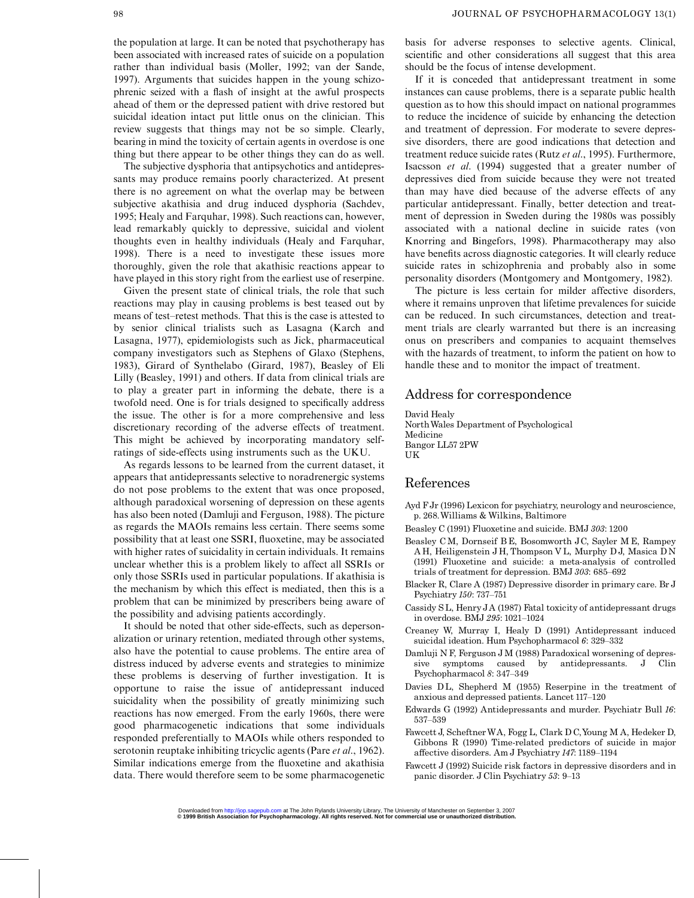the population at large. It can be noted that psychotherapy has been associated with increased rates of suicide on a population rather than individual basis (Moller, 1992; van der Sande, 1997). Arguments that suicides happen in the young schizophrenic seized with a flash of insight at the awful prospects ahead of them or the depressed patient with drive restored but suicidal ideation intact put little onus on the clinician. This review suggests that things may not be so simple. Clearly, bearing in mind the toxicity of certain agents in overdose is one thing but there appear to be other things they can do as well.

The subjective dysphoria that antipsychotics and antidepressants may produce remains poorly characterized. At present there is no agreement on what the overlap may be between subjective akathisia and drug induced dysphoria (Sachdev, 1995; Healy and Farquhar, 1998). Such reactions can, however, lead remarkably quickly to depressive, suicidal and violent thoughts even in healthy individuals (Healy and Farquhar, 1998). There is a need to investigate these issues more thoroughly, given the role that akathisic reactions appear to have played in this story right from the earliest use of reserpine.

Given the present state of clinical trials, the role that such reactions may play in causing problems is best teased out by means of test–retest methods. That this is the case is attested to by senior clinical trialists such as Lasagna (Karch and Lasagna, 1977), epidemiologists such as Jick, pharmaceutical company investigators such as Stephens of Glaxo (Stephens, 1983), Girard of Synthelabo (Girard, 1987), Beasley of Eli Lilly (Beasley, 1991) and others. If data from clinical trials are to play a greater part in informing the debate, there is a twofold need. One is for trials designed to specifically address the issue. The other is for a more comprehensive and less discretionary recording of the adverse effects of treatment. This might be achieved by incorporating mandatory self-ratings of side-effects using instruments such as the UKU.

As regards lessons to be learned from the current dataset, it appears that antidepressants selective to noradrenergic systems do not pose problems to the extent that was once proposed, although paradoxical worsening of depression on these agents has also been noted (Damluji and Ferguson, 1988). The picture as regards the MAOIs remains less certain. There seems some possibility that at least one SSRI, fluoxetine, may be associated with higher rates of suicidality in certain individuals. It remains unclear whether this is a problem likely to affect all SSRIs or only those SSRIs used in particular populations. If akathisia is the mechanism by which this effect is mediated, then this is a problem that can be minimized by prescribers being aware of the possibility and advising patients accordingly.

It should be noted that other side-effects, such as depersonalization or urinary retention, mediated through other systems, also have the potential to cause problems. The entire area of distress induced by adverse events and strategies to minimize these problems is deserving of further investigation. It is opportune to raise the issue of antidepressant induced suicidality when the possibility of greatly minimizing such reactions has now emerged. From the early 1960s, there were good pharmacogenetic indications that some individuals responded preferentially to MAOIs while others responded to serotonin reuptake inhibiting tricyclic agents (Pare *et al*., 1962). Similar indications emerge from the fluoxetine and akathisia data. There would therefore seem to be some pharmacogenetic basis for adverse responses to selective agents. Clinical, scientific and other considerations all suggest that this area should be the focus of intense development.

If it is conceded that antidepressant treatment in some instances can cause problems, there is a separate public health question as to how this should impact on national programmes to reduce the incidence of suicide by enhancing the detection and treatment of depression. For moderate to severe depressive disorders, there are good indications that detection and treatment reduce suicide rates (Rutz *et al*., 1995). Furthermore, Isacsson *et al*. (1994) suggested that a greater number of depressives died from suicide because they were not treated than may have died because of the adverse effects of any particular antidepressant. Finally, better detection and treatment of depression in Sweden during the 1980s was possibly associated with a national decline in suicide rates (von Knorring and Bingefors, 1998). Pharmacotherapy may also have benefits across diagnostic categories. It will clearly reduce suicide rates in schizophrenia and probably also in some personality disorders (Montgomery and Montgomery, 1982).

The picture is less certain for milder affective disorders, where it remains unproven that lifetime prevalences for suicide can be reduced. In such circumstances, detection and treatment trials are clearly warranted but there is an increasing onus on prescribers and companies to acquaint themselves with the hazards of treatment, to inform the patient on how to handle these and to monitor the impact of treatment.

## Address for correspondence

David Healy
North Wales Department of Psychological Medicine
Bangor LL57 2PW
UK

## References

Ayd F Jr (1996) Lexicon for psychiatry, neurology and neuroscience, p. 268. Williams & Wilkins, Baltimore

Beasley C (1991) Fluoxetine and suicide. BMJ *303*: 1200

Beasley C M, Dornseif B E, Bosomworth J C, Sayler M E, Rampey A H, Heiligenstein J H, Thompson V L, Murphy D J, Masica D N (1991) Fluoxetine and suicide: a meta-analysis of controlled trials of treatment for depression. BMJ *303*: 685–692

Blacker R, Clare A (1987) Depressive disorder in primary care. Br J Psychiatry *150*: 737–751

Cassidy S L, Henry J A (1987) Fatal toxicity of antidepressant drugs in overdose. BMJ *295*: 1021–1024

Creaney W, Murray I, Healy D (1991) Antidepressant induced suicidal ideation. Hum Psychopharmacol *6*: 329–332

Damluji N F, Ferguson J M (1988) Paradoxical worsening of depressive symptoms caused by antidepressants. J Clin Psychopharmacol *8*: 347–349

Davies D L, Shepherd M (1955) Reserpine in the treatment of anxious and depressed patients. Lancet 117–120

Edwards G (1992) Antidepressants and murder. Psychiatr Bull *16*: 537–539

Fawcett J, Scheftner W A, Fogg L, Clark D C, Young M A, Hedeker D, Gibbons R (1990) Time-related predictors of suicide in major affective disorders. Am J Psychiatry *147*: 1189–1194

Fawcett J (1992) Suicide risk factors in depressive disorders and in panic disorder. J Clin Psychiatry *53*: 9–13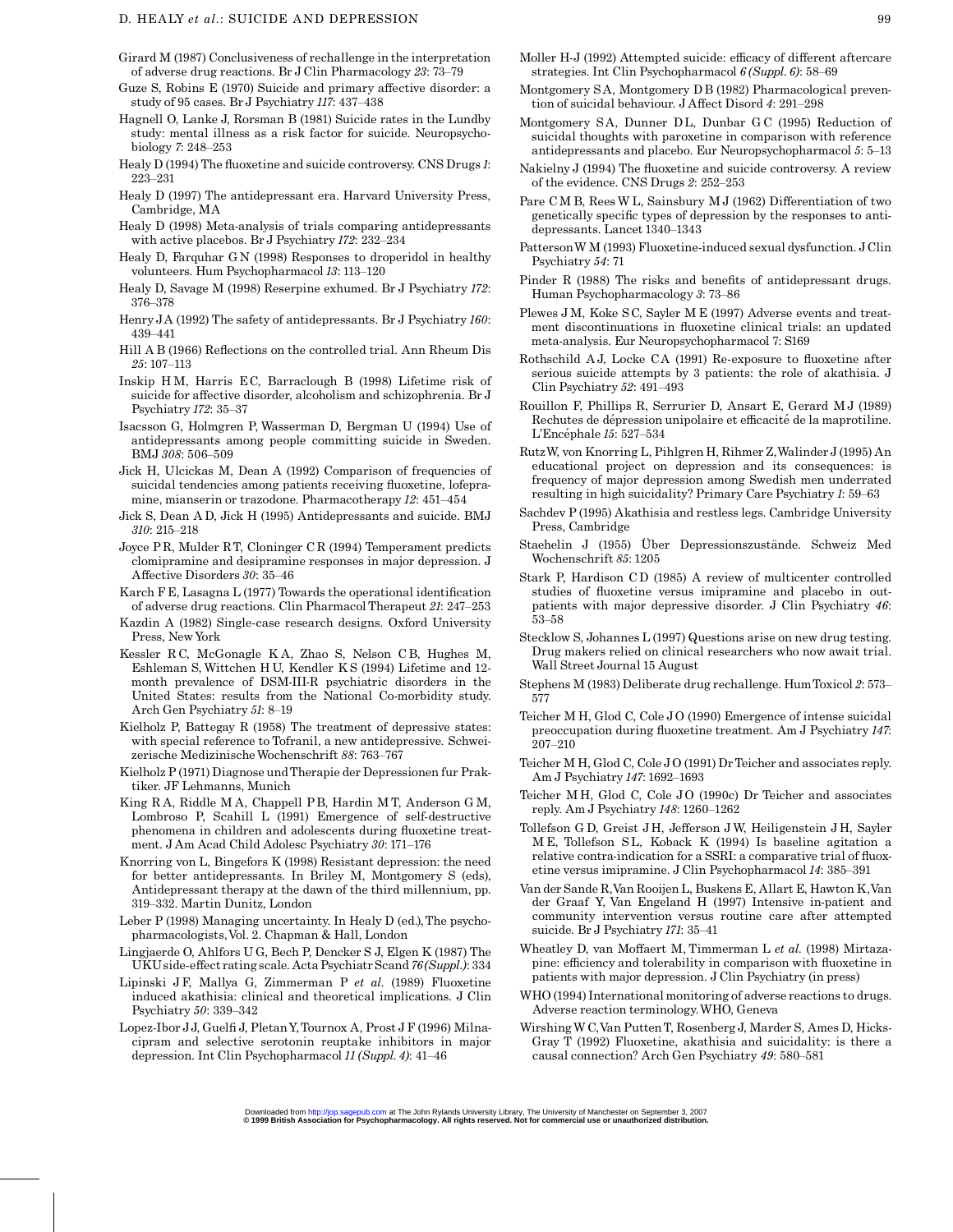Girard M (1987) Conclusiveness of rechallenge in the interpretation of adverse drug reactions. Br J Clin Pharmacology *23*: 73–79

Guze S, Robins E (1970) Suicide and primary affective disorder: a study of 95 cases. Br J Psychiatry *117*: 437–438

Hagnell O, Lanke J, Rorsman B (1981) Suicide rates in the Lundby study: mental illness as a risk factor for suicide. Neuropsychobiology *7*: 248–253

Healy D (1994) The fluoxetine and suicide controversy. CNS Drugs *1*: 223–231

Healy D (1997) The antidepressant era. Harvard University Press, Cambridge, MA

Healy D (1998) Meta-analysis of trials comparing antidepressants with active placebos. Br J Psychiatry *172*: 232–234

Healy D, Farquhar G N (1998) Responses to droperidol in healthy volunteers. Hum Psychopharmacol *13*: 113–120

Healy D, Savage M (1998) Reserpine exhumed. Br J Psychiatry *172*: 376–378

Henry J A (1992) The safety of antidepressants. Br J Psychiatry *160*: 439–441

Hill A B (1966) Reflections on the controlled trial. Ann Rheum Dis *25*: 107–113

Inskip H M, Harris E C, Barraclough B (1998) Lifetime risk of suicide for affective disorder, alcoholism and schizophrenia. Br J Psychiatry *172*: 35–37

Isacsson G, Holmgren P, Wasserman D, Bergman U (1994) Use of antidepressants among people committing suicide in Sweden. BMJ *308*: 506–509

Jick H, Ulcickas M, Dean A (1992) Comparison of frequencies of suicidal tendencies among patients receiving fluoxetine, lofepramine, mianserin or trazodone. Pharmacotherapy *12*: 451–454

Jick S, Dean A D, Jick H (1995) Antidepressants and suicide. BMJ *310*: 215–218

Joyce P R, Mulder R T, Cloninger C R (1994) Temperament predicts clomipramine and desipramine responses in major depression. J Affective Disorders *30*: 35–46

Karch F E, Lasagna L (1977) Towards the operational identification of adverse drug reactions. Clin Pharmacol Therapeut *21*: 247–253

Kazdin A (1982) Single-case research designs. Oxford University Press, New York

Kessler R C, McGonagle K A, Zhao S, Nelson C B, Hughes M, Eshleman S, Wittchen H U, Kendler K S (1994) Lifetime and 12-month prevalence of DSM-III-R psychiatric disorders in the United States: results from the National Co-morbidity study. Arch Gen Psychiatry *51*: 8–19

Kielholz P, Battegay R (1958) The treatment of depressive states: with special reference to Tofranil, a new antidepressive. Schweizerische Medizinische Wochenschrift *88*: 763–767

Kielholz P (1971) Diagnose und Therapie der Depressionen fur Praktiker. JF Lehmanns, Munich

King R A, Riddle M A, Chappell P B, Hardin M T, Anderson G M, Lombroso P, Scahill L (1991) Emergence of self-destructive phenomena in children and adolescents during fluoxetine treatment. J Am Acad Child Adolesc Psychiatry *30*: 171–176

Knorring von L, Bingefors K (1998) Resistant depression: the need for better antidepressants. In Briley M, Montgomery S (eds), Antidepressant therapy at the dawn of the third millennium, pp. 319–332. Martin Dunitz, London

Leber P (1998) Managing uncertainty. In Healy D (ed.), The psychopharmacologists, Vol. 2. Chapman & Hall, London

Lingjaerde O, Ahlfors U G, Bech P, Dencker S J, Elgen K (1987) The UKU side-effect rating scale. Acta Psychiatr Scand *76 (Suppl.)*: 334

Lipinski J F, Mallya G, Zimmerman P *et al.* (1989) Fluoxetine induced akathisia: clinical and theoretical implications. J Clin Psychiatry *50*: 339–342

Lopez-Ibor J J, Guelfi J, Pletan Y, Tournox A, Prost J F (1996) Milnacipram and selective serotonin reuptake inhibitors in major depression. Int Clin Psychopharmacol *11 (Suppl. 4)*: 41–46

Moller H-J (1992) Attempted suicide: efficacy of different aftercare strategies. Int Clin Psychopharmacol *6 (Suppl. 6)*: 58–69

Montgomery S A, Montgomery D B (1982) Pharmacological prevention of suicidal behaviour. J Affect Disord *4*: 291–298

Montgomery S A, Dunner D L, Dunbar G C (1995) Reduction of suicidal thoughts with paroxetine in comparison with reference antidepressants and placebo. Eur Neuropsychopharmacol *5*: 5–13

Nakielny J (1994) The fluoxetine and suicide controversy. A review of the evidence. CNS Drugs *2*: 252–253

Pare C M B, Rees W L, Sainsbury M J (1962) Differentiation of two genetically specific types of depression by the responses to antidepressants. Lancet 1340–1343

Patterson W M (1993) Fluoxetine-induced sexual dysfunction. J Clin Psychiatry *54*: 71

Pinder R (1988) The risks and benefits of antidepressant drugs. Human Psychopharmacology *3*: 73–86

Plewes J M, Koke S C, Sayler M E (1997) Adverse events and treatment discontinuations in fluoxetine clinical trials: an updated meta-analysis. Eur Neuropsychopharmacol 7: S169

Rothschild A J, Locke C A (1991) Re-exposure to fluoxetine after serious suicide attempts by 3 patients: the role of akathisia. J Clin Psychiatry *52*: 491–493

Rouillon F, Phillips R, Serrurier D, Ansart E, Gerard M J (1989) Rechutes de dépression unipolaire et efficacité de la maprotiline. L'Encéphale *15*: 527–534

Rutz W, von Knorring L, Pihlgren H, Rihmer Z, Walinder J (1995) An educational project on depression and its consequences: is frequency of major depression among Swedish men underrated resulting in high suicidality? Primary Care Psychiatry *1*: 59–63

Sachdev P (1995) Akathisia and restless legs. Cambridge University Press, Cambridge

Staehelin J (1955) Über Depressionszustände. Schweiz Med Wochenschrift *85*: 1205

Stark P, Hardison C D (1985) A review of multicenter controlled studies of fluoxetine versus imipramine and placebo in outpatients with major depressive disorder. J Clin Psychiatry *46*: 53–58

Stecklow S, Johannes L (1997) Questions arise on new drug testing. Drug makers relied on clinical researchers who now await trial. Wall Street Journal 15 August

Stephens M (1983) Deliberate drug rechallenge. Hum Toxicol *2*: 573–577

Teicher M H, Glod C, Cole J O (1990) Emergence of intense suicidal preoccupation during fluoxetine treatment. Am J Psychiatry *147*: 207–210

Teicher M H, Glod C, Cole J O (1991) Dr Teicher and associates reply. Am J Psychiatry *147*: 1692–1693

Teicher M H, Glod C, Cole J O (1990c) Dr Teicher and associates reply. Am J Psychiatry *148*: 1260–1262

Tollefson G D, Greist J H, Jefferson J W, Heiligenstein J H, Sayler M E, Tollefson S L, Koback K (1994) Is baseline agitation a relative contra-indication for a SSRI: a comparative trial of fluoxetine versus imipramine. J Clin Psychopharmacol *14*: 385–391

Van der Sande R, Van Rooijen L, Buskens E, Allart E, Hawton K, Van der Graaf Y, Van Engeland H (1997) Intensive in-patient and community intervention versus routine care after attempted suicide. Br J Psychiatry *171*: 35–41

Wheatley D, van Moffaert M, Timmerman L *et al.* (1998) Mirtazapine: efficiency and tolerability in comparison with fluoxetine in patients with major depression. J Clin Psychiatry (in press)

WHO (1994) International monitoring of adverse reactions to drugs. Adverse reaction terminology. WHO, Geneva

Wirshing W C, Van Putten T, Rosenberg J, Marder S, Ames D, Hicks-Gray T (1992) Fluoxetine, akathisia and suicidality: is there a causal connection? Arch Gen Psychiatry *49*: 580–581